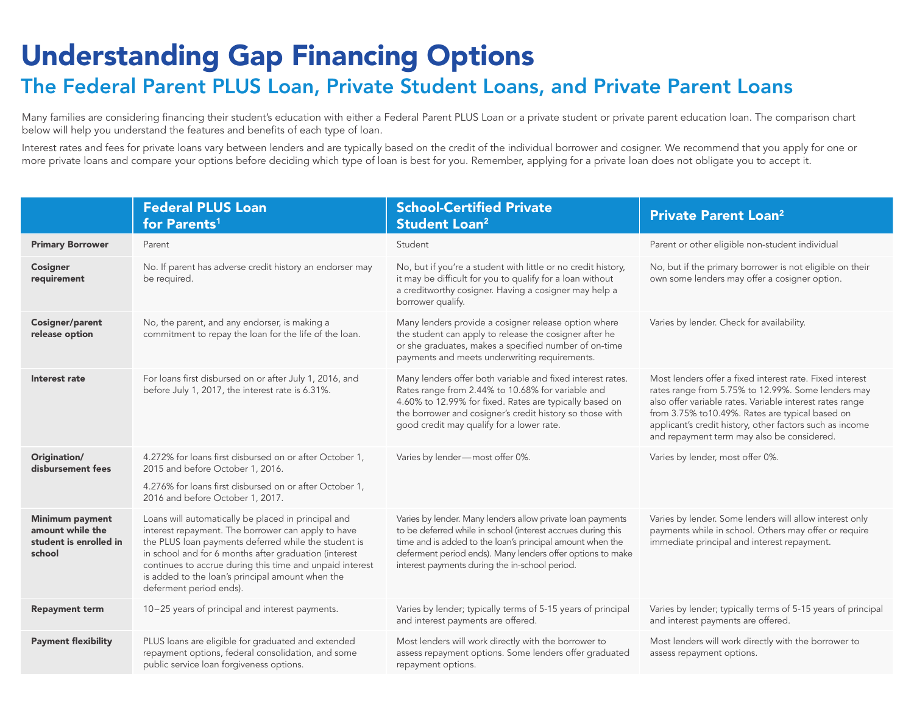# Understanding Gap Financing Options

## The Federal Parent PLUS Loan, Private Student Loans, and Private Parent Loans

Many families are considering financing their student's education with either a Federal Parent PLUS Loan or a private student or private parent education loan. The comparison chart below will help you understand the features and benefits of each type of loan.

Interest rates and fees for private loans vary between lenders and are typically based on the credit of the individual borrower and cosigner. We recommend that you apply for one or more private loans and compare your options before deciding which type of loan is best for you. Remember, applying for a private loan does not obligate you to accept it.

| | Federal PLUS Loan for Parents[1] | School-Certified Private Student Loan[2] | Private Parent Loan[2] |
|---|---|---|---|
| **Primary Borrower** | Parent | Student | Parent or other eligible non-student individual |
| **Cosigner requirement** | No. If parent has adverse credit history an endorser may be required. | No, but if you're a student with little or no credit history, it may be difficult for you to qualify for a loan without a creditworthy cosigner. Having a cosigner may help a borrower qualify. | No, but if the primary borrower is not eligible on their own some lenders may offer a cosigner option. |
| **Cosigner/parent release option** | No, the parent, and any endorser, is making a commitment to repay the loan for the life of the loan. | Many lenders provide a cosigner release option where the student can apply to release the cosigner after he or she graduates, makes a specified number of on-time payments and meets underwriting requirements. | Varies by lender. Check for availability. |
| **Interest rate** | For loans first disbursed on or after July 1, 2016, and before July 1, 2017, the interest rate is 6.31%. | Many lenders offer both variable and fixed interest rates. Rates range from 2.44% to 10.68% for variable and 4.60% to 12.99% for fixed. Rates are typically based on the borrower and cosigner's credit history so those with good credit may qualify for a lower rate. | Most lenders offer a fixed interest rate. Fixed interest rates range from 5.75% to 12.99%. Some lenders may also offer variable rates. Variable interest rates range from 3.75% to10.49%. Rates are typical based on applicant's credit history, other factors such as income and repayment term may also be considered. |
| **Origination/ disbursement fees** | 4.272% for loans first disbursed on or after October 1, 2015 and before October 1, 2016.<br><br>4.276% for loans first disbursed on or after October 1, 2016 and before October 1, 2017. | Varies by lender—most offer 0%. | Varies by lender, most offer 0%. |
| **Minimum payment amount while the student is enrolled in school** | Loans will automatically be placed in principal and interest repayment. The borrower can apply to have the PLUS loan payments deferred while the student is in school and for 6 months after graduation (interest continues to accrue during this time and unpaid interest is added to the loan's principal amount when the deferment period ends). | Varies by lender. Many lenders allow private loan payments to be deferred while in school (interest accrues during this time and is added to the loan's principal amount when the deferment period ends). Many lenders offer options to make interest payments during the in-school period. | Varies by lender. Some lenders will allow interest only payments while in school. Others may offer or require immediate principal and interest repayment. |
| **Repayment term** | 10–25 years of principal and interest payments. | Varies by lender; typically terms of 5-15 years of principal and interest payments are offered. | Varies by lender; typically terms of 5-15 years of principal and interest payments are offered. |
| **Payment flexibility** | PLUS loans are eligible for graduated and extended repayment options, federal consolidation, and some public service loan forgiveness options. | Most lenders will work directly with the borrower to assess repayment options. Some lenders offer graduated repayment options. | Most lenders will work directly with the borrower to assess repayment options. |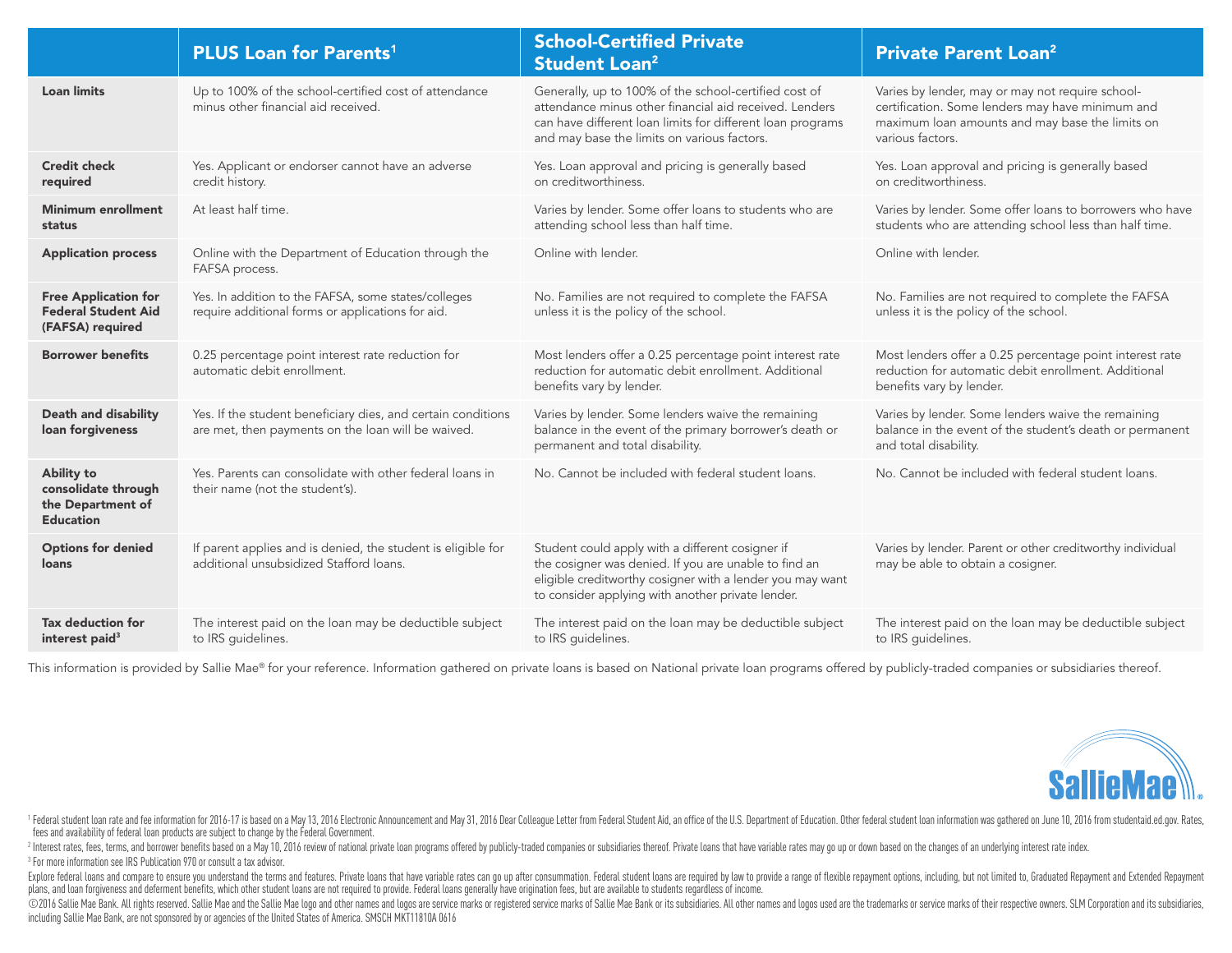| | PLUS Loan for Parents[1] | School-Certified Private Student Loan[2] | Private Parent Loan[2] |
|---|---|---|---|
| **Loan limits** | Up to 100% of the school-certified cost of attendance minus other financial aid received. | Generally, up to 100% of the school-certified cost of attendance minus other financial aid received. Lenders can have different loan limits for different loan programs and may base the limits on various factors. | Varies by lender, may or may not require school-certification. Some lenders may have minimum and maximum loan amounts and may base the limits on various factors. |
| **Credit check required** | Yes. Applicant or endorser cannot have an adverse credit history. | Yes. Loan approval and pricing is generally based on creditworthiness. | Yes. Loan approval and pricing is generally based on creditworthiness. |
| **Minimum enrollment status** | At least half time. | Varies by lender. Some offer loans to students who are attending school less than half time. | Varies by lender. Some offer loans to borrowers who have students who are attending school less than half time. |
| **Application process** | Online with the Department of Education through the FAFSA process. | Online with lender. | Online with lender. |
| **Free Application for Federal Student Aid (FAFSA) required** | Yes. In addition to the FAFSA, some states/colleges require additional forms or applications for aid. | No. Families are not required to complete the FAFSA unless it is the policy of the school. | No. Families are not required to complete the FAFSA unless it is the policy of the school. |
| **Borrower benefits** | 0.25 percentage point interest rate reduction for automatic debit enrollment. | Most lenders offer a 0.25 percentage point interest rate reduction for automatic debit enrollment. Additional benefits vary by lender. | Most lenders offer a 0.25 percentage point interest rate reduction for automatic debit enrollment. Additional benefits vary by lender. |
| **Death and disability loan forgiveness** | Yes. If the student beneficiary dies, and certain conditions are met, then payments on the loan will be waived. | Varies by lender. Some lenders waive the remaining balance in the event of the primary borrower's death or permanent and total disability. | Varies by lender. Some lenders waive the remaining balance in the event of the student's death or permanent and total disability. |
| **Ability to consolidate through the Department of Education** | Yes. Parents can consolidate with other federal loans in their name (not the student's). | No. Cannot be included with federal student loans. | No. Cannot be included with federal student loans. |
| **Options for denied loans** | If parent applies and is denied, the student is eligible for additional unsubsidized Stafford loans. | Student could apply with a different cosigner if the cosigner was denied. If you are unable to find an eligible creditworthy cosigner with a lender you may want to consider applying with another private lender. | Varies by lender. Parent or other creditworthy individual may be able to obtain a cosigner. |
| **Tax deduction for interest paid[3]** | The interest paid on the loan may be deductible subject to IRS guidelines. | The interest paid on the loan may be deductible subject to IRS guidelines. | The interest paid on the loan may be deductible subject to IRS guidelines. |

This information is provided by Sallie Mae® for your reference. Information gathered on private loans is based on National private loan programs offered by publicly-traded companies or subsidiaries thereof.

SallieMae®

[1] Federal student loan rate and fee information for 2016-17 is based on a May 13, 2016 Electronic Announcement and May 31, 2016 Dear Colleague Letter from Federal Student Aid, an office of the U.S. Department of Education. Other federal student loan information was gathered on June 10, 2016 from studentaid.ed.gov. Rates, fees and availability of federal loan products are subject to change by the Federal Government.

[2] Interest rates, fees, terms, and borrower benefits based on a May 10, 2016 review of national private loan programs offered by publicly-traded companies or subsidiaries thereof. Private loans that have variable rates may go up or down based on the changes of an underlying interest rate index.

[3] For more information see IRS Publication 970 or consult a tax advisor.

Explore federal loans and compare to ensure you understand the terms and features. Private loans that have variable rates can go up after consummation. Federal student loans are required by law to provide a range of flexible repayment options, including, but not limited to, Graduated Repayment and Extended Repayment plans, and loan forgiveness and deferment benefits, which other student loans are not required to provide. Federal loans generally have origination fees, but are available to students regardless of income.

©2016 Sallie Mae Bank. All rights reserved. Sallie Mae and the Sallie Mae logo and other names and logos are service marks or registered service marks of Sallie Mae Bank or its subsidiaries. All other names and logos used are the trademarks or service marks of their respective owners. SLM Corporation and its subsidiaries, including Sallie Mae Bank, are not sponsored by or agencies of the United States of America. SMSCH MKT11810A 0616